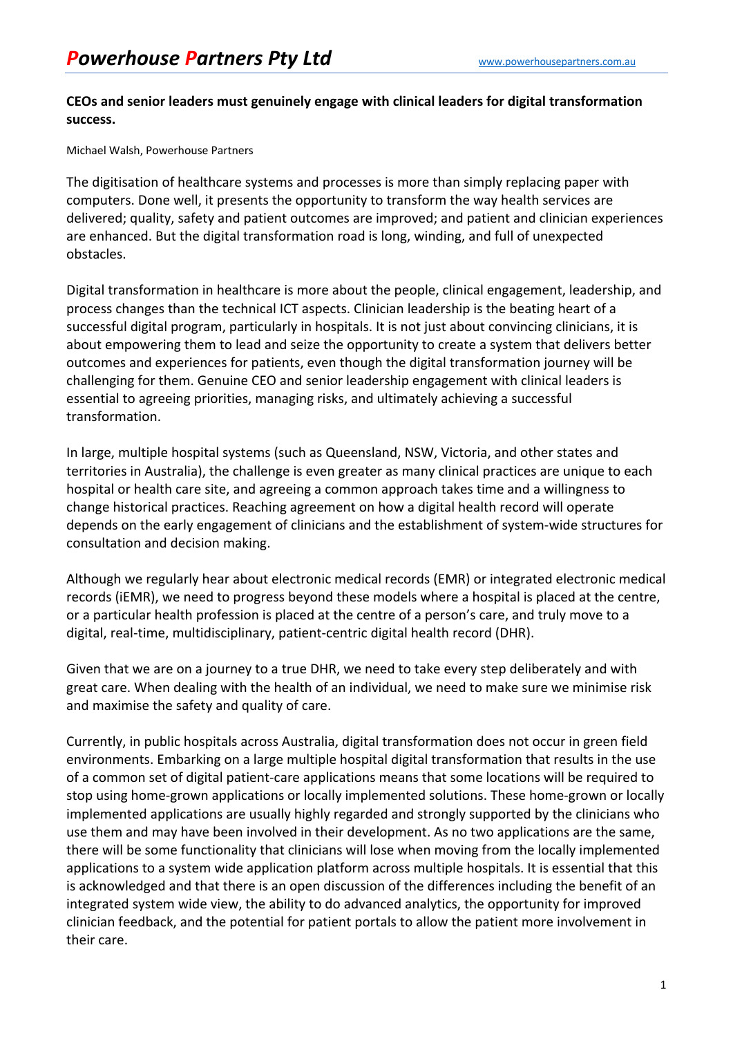**CEOs and senior leaders must genuinely engage with clinical leaders for digital transformation success.**

Michael Walsh, Powerhouse Partners

The digitisation of healthcare systems and processes is more than simply replacing paper with computers. Done well, it presents the opportunity to transform the way health services are delivered; quality, safety and patient outcomes are improved; and patient and clinician experiences are enhanced. But the digital transformation road is long, winding, and full of unexpected obstacles.

Digital transformation in healthcare is more about the people, clinical engagement, leadership, and process changes than the technical ICT aspects. Clinician leadership is the beating heart of a successful digital program, particularly in hospitals. It is not just about convincing clinicians, it is about empowering them to lead and seize the opportunity to create a system that delivers better outcomes and experiences for patients, even though the digital transformation journey will be challenging for them. Genuine CEO and senior leadership engagement with clinical leaders is essential to agreeing priorities, managing risks, and ultimately achieving a successful transformation.

In large, multiple hospital systems (such as Queensland, NSW, Victoria, and other states and territories in Australia), the challenge is even greater as many clinical practices are unique to each hospital or health care site, and agreeing a common approach takes time and a willingness to change historical practices. Reaching agreement on how a digital health record will operate depends on the early engagement of clinicians and the establishment of system-wide structures for consultation and decision making.

Although we regularly hear about electronic medical records (EMR) or integrated electronic medical records (iEMR), we need to progress beyond these models where a hospital is placed at the centre, or a particular health profession is placed at the centre of a person's care, and truly move to a digital, real-time, multidisciplinary, patient-centric digital health record (DHR).

Given that we are on a journey to a true DHR, we need to take every step deliberately and with great care. When dealing with the health of an individual, we need to make sure we minimise risk and maximise the safety and quality of care.

Currently, in public hospitals across Australia, digital transformation does not occur in green field environments. Embarking on a large multiple hospital digital transformation that results in the use of a common set of digital patient-care applications means that some locations will be required to stop using home-grown applications or locally implemented solutions. These home-grown or locally implemented applications are usually highly regarded and strongly supported by the clinicians who use them and may have been involved in their development. As no two applications are the same, there will be some functionality that clinicians will lose when moving from the locally implemented applications to a system wide application platform across multiple hospitals. It is essential that this is acknowledged and that there is an open discussion of the differences including the benefit of an integrated system wide view, the ability to do advanced analytics, the opportunity for improved clinician feedback, and the potential for patient portals to allow the patient more involvement in their care.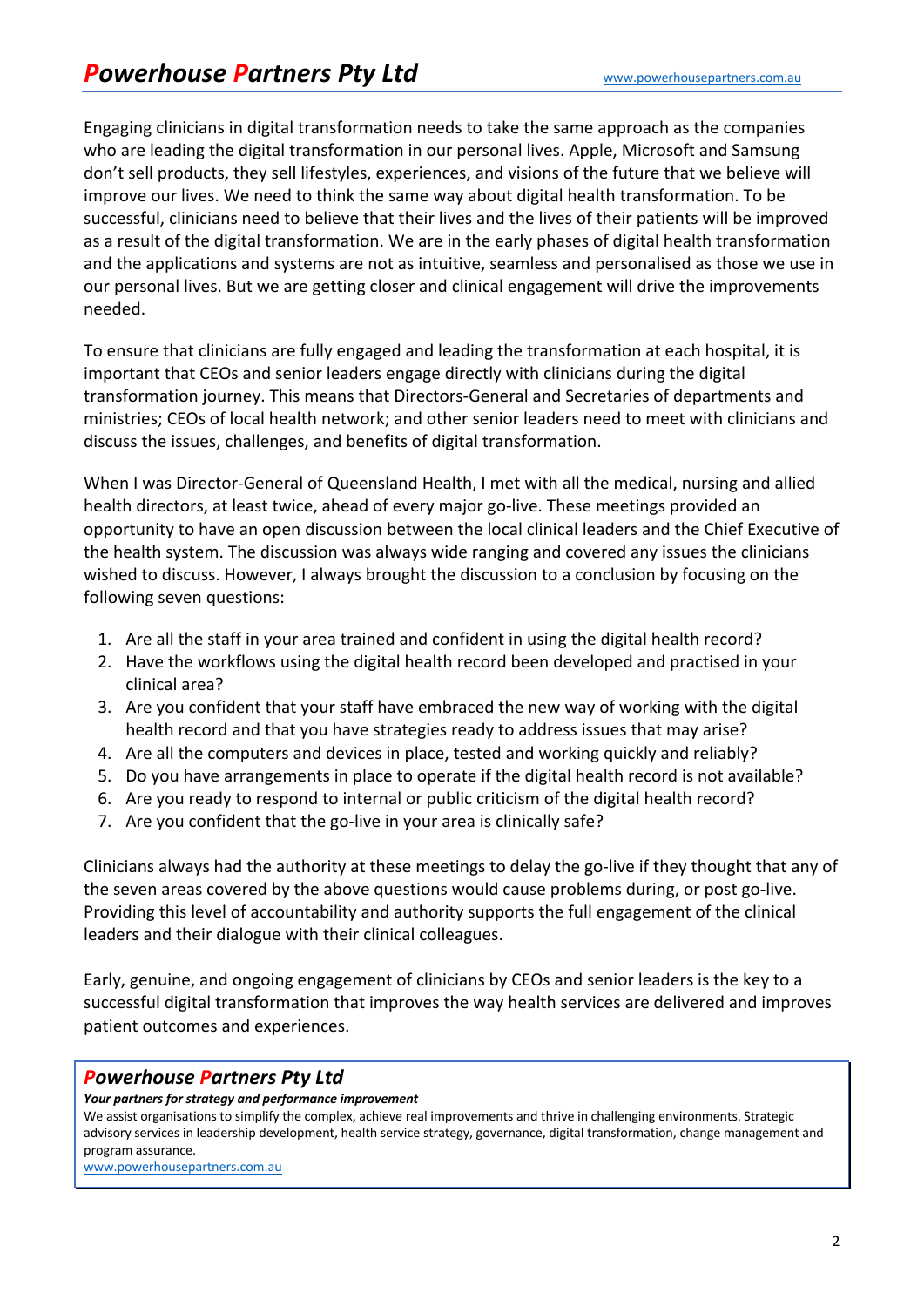Engaging clinicians in digital transformation needs to take the same approach as the companies who are leading the digital transformation in our personal lives. Apple, Microsoft and Samsung don't sell products, they sell lifestyles, experiences, and visions of the future that we believe will improve our lives. We need to think the same way about digital health transformation. To be successful, clinicians need to believe that their lives and the lives of their patients will be improved as a result of the digital transformation. We are in the early phases of digital health transformation and the applications and systems are not as intuitive, seamless and personalised as those we use in our personal lives. But we are getting closer and clinical engagement will drive the improvements needed.

To ensure that clinicians are fully engaged and leading the transformation at each hospital, it is important that CEOs and senior leaders engage directly with clinicians during the digital transformation journey. This means that Directors-General and Secretaries of departments and ministries; CEOs of local health network; and other senior leaders need to meet with clinicians and discuss the issues, challenges, and benefits of digital transformation.

When I was Director-General of Queensland Health, I met with all the medical, nursing and allied health directors, at least twice, ahead of every major go-live. These meetings provided an opportunity to have an open discussion between the local clinical leaders and the Chief Executive of the health system. The discussion was always wide ranging and covered any issues the clinicians wished to discuss. However, I always brought the discussion to a conclusion by focusing on the following seven questions:

1. Are all the staff in your area trained and confident in using the digital health record?
2. Have the workflows using the digital health record been developed and practised in your clinical area?
3. Are you confident that your staff have embraced the new way of working with the digital health record and that you have strategies ready to address issues that may arise?
4. Are all the computers and devices in place, tested and working quickly and reliably?
5. Do you have arrangements in place to operate if the digital health record is not available?
6. Are you ready to respond to internal or public criticism of the digital health record?
7. Are you confident that the go-live in your area is clinically safe?

Clinicians always had the authority at these meetings to delay the go-live if they thought that any of the seven areas covered by the above questions would cause problems during, or post go-live. Providing this level of accountability and authority supports the full engagement of the clinical leaders and their dialogue with their clinical colleagues.

Early, genuine, and ongoing engagement of clinicians by CEOs and senior leaders is the key to a successful digital transformation that improves the way health services are delivered and improves patient outcomes and experiences.

---

***Powerhouse Partners Pty Ltd***

***Your partners for strategy and performance improvement***

We assist organisations to simplify the complex, achieve real improvements and thrive in challenging environments. Strategic advisory services in leadership development, health service strategy, governance, digital transformation, change management and program assurance.

www.powerhousepartners.com.au